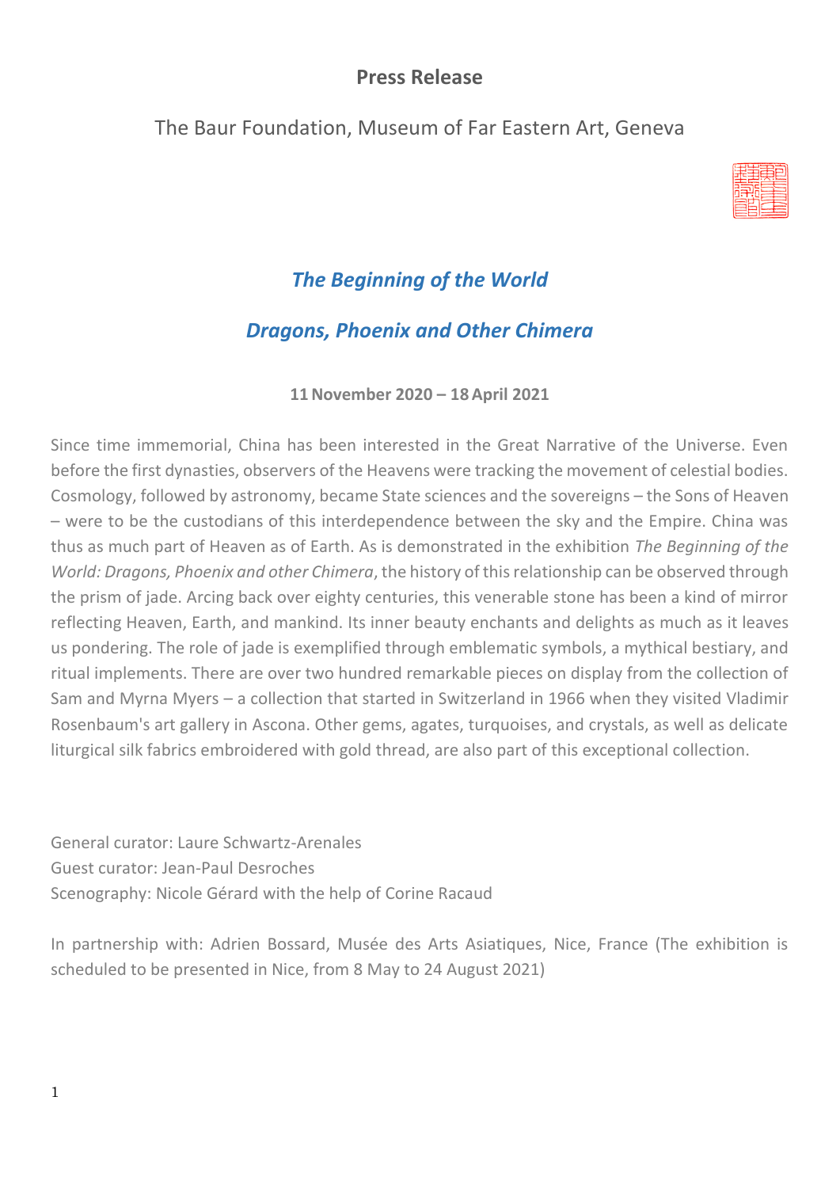## Press Release

The Baur Foundation, Museum of Far Eastern Art, Geneva

# *The Beginning of the World*

# *Dragons, Phoenix and Other Chimera*

**11 November 2020 – 18 April 2021**

Since time immemorial, China has been interested in the Great Narrative of the Universe. Even before the first dynasties, observers of the Heavens were tracking the movement of celestial bodies. Cosmology, followed by astronomy, became State sciences and the sovereigns – the Sons of Heaven – were to be the custodians of this interdependence between the sky and the Empire. China was thus as much part of Heaven as of Earth. As is demonstrated in the exhibition *The Beginning of the World: Dragons, Phoenix and other Chimera*, the history of this relationship can be observed through the prism of jade. Arcing back over eighty centuries, this venerable stone has been a kind of mirror reflecting Heaven, Earth, and mankind. Its inner beauty enchants and delights as much as it leaves us pondering. The role of jade is exemplified through emblematic symbols, a mythical bestiary, and ritual implements. There are over two hundred remarkable pieces on display from the collection of Sam and Myrna Myers – a collection that started in Switzerland in 1966 when they visited Vladimir Rosenbaum's art gallery in Ascona. Other gems, agates, turquoises, and crystals, as well as delicate liturgical silk fabrics embroidered with gold thread, are also part of this exceptional collection.

General curator: Laure Schwartz-Arenales
Guest curator: Jean-Paul Desroches
Scenography: Nicole Gérard with the help of Corine Racaud

In partnership with: Adrien Bossard, Musée des Arts Asiatiques, Nice, France (The exhibition is scheduled to be presented in Nice, from 8 May to 24 August 2021)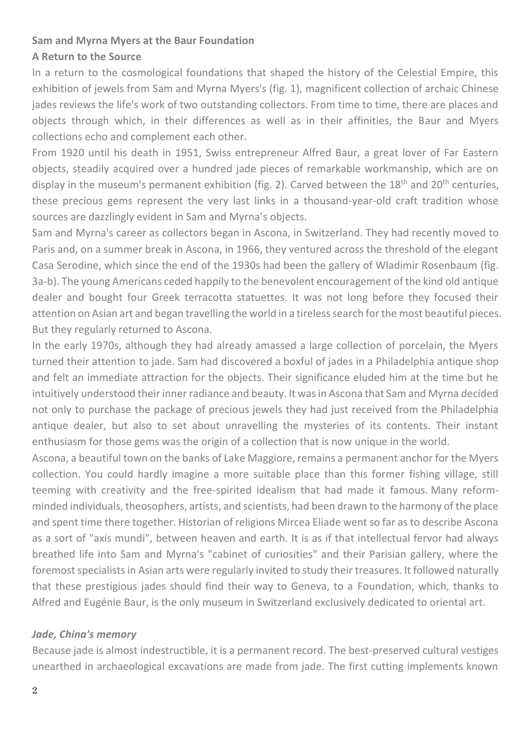**Sam and Myrna Myers at the Baur Foundation**

**A Return to the Source**

In a return to the cosmological foundations that shaped the history of the Celestial Empire, this exhibition of jewels from Sam and Myrna Myers's (fig. 1), magnificent collection of archaic Chinese jades reviews the life's work of two outstanding collectors. From time to time, there are places and objects through which, in their differences as well as in their affinities, the Baur and Myers collections echo and complement each other.

From 1920 until his death in 1951, Swiss entrepreneur Alfred Baur, a great lover of Far Eastern objects, steadily acquired over a hundred jade pieces of remarkable workmanship, which are on display in the museum's permanent exhibition (fig. 2). Carved between the 18th and 20th centuries, these precious gems represent the very last links in a thousand-year-old craft tradition whose sources are dazzlingly evident in Sam and Myrna's objects.

Sam and Myrna's career as collectors began in Ascona, in Switzerland. They had recently moved to Paris and, on a summer break in Ascona, in 1966, they ventured across the threshold of the elegant Casa Serodine, which since the end of the 1930s had been the gallery of Wladimir Rosenbaum (fig. 3a-b). The young Americans ceded happily to the benevolent encouragement of the kind old antique dealer and bought four Greek terracotta statuettes. It was not long before they focused their attention on Asian art and began travelling the world in a tireless search for the most beautiful pieces. But they regularly returned to Ascona.

In the early 1970s, although they had already amassed a large collection of porcelain, the Myers turned their attention to jade. Sam had discovered a boxful of jades in a Philadelphia antique shop and felt an immediate attraction for the objects. Their significance eluded him at the time but he intuitively understood their inner radiance and beauty. It was in Ascona that Sam and Myrna decided not only to purchase the package of precious jewels they had just received from the Philadelphia antique dealer, but also to set about unravelling the mysteries of its contents. Their instant enthusiasm for those gems was the origin of a collection that is now unique in the world.

Ascona, a beautiful town on the banks of Lake Maggiore, remains a permanent anchor for the Myers collection. You could hardly imagine a more suitable place than this former fishing village, still teeming with creativity and the free-spirited idealism that had made it famous. Many reform-minded individuals, theosophers, artists, and scientists, had been drawn to the harmony of the place and spent time there together. Historian of religions Mircea Eliade went so far as to describe Ascona as a sort of "axis mundi", between heaven and earth. It is as if that intellectual fervor had always breathed life into Sam and Myrna's "cabinet of curiosities" and their Parisian gallery, where the foremost specialists in Asian arts were regularly invited to study their treasures. It followed naturally that these prestigious jades should find their way to Geneva, to a Foundation, which, thanks to Alfred and Eugénie Baur, is the only museum in Switzerland exclusively dedicated to oriental art.

***Jade, China's memory***

Because jade is almost indestructible, it is a permanent record. The best-preserved cultural vestiges unearthed in archaeological excavations are made from jade. The first cutting implements known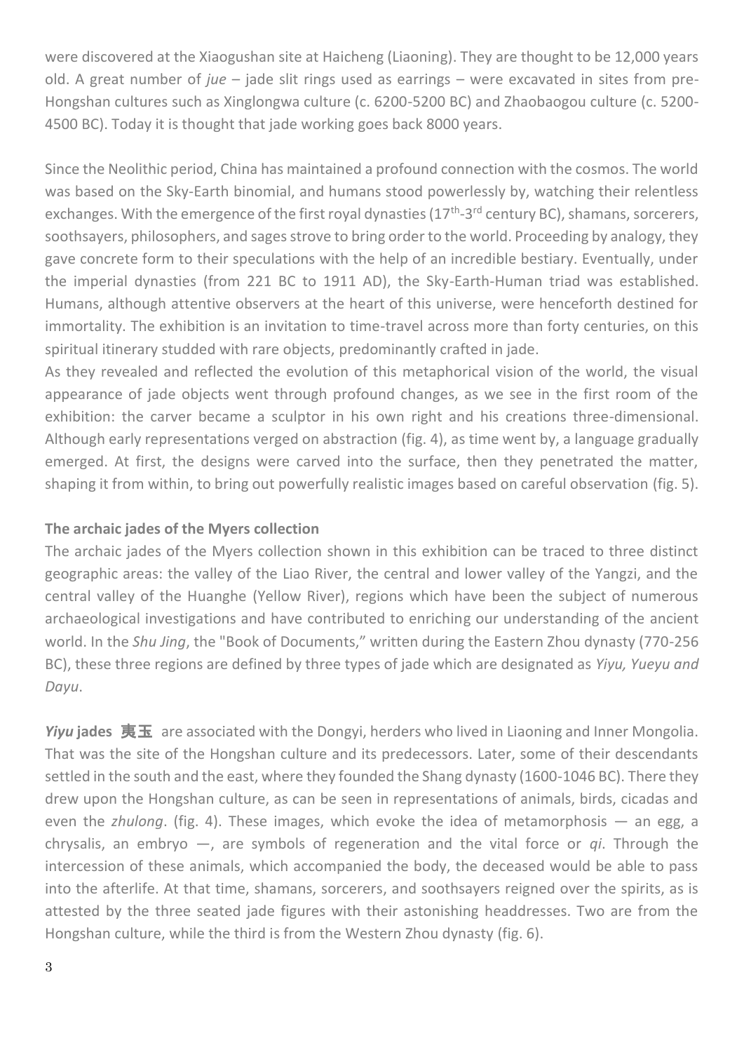were discovered at the Xiaogushan site at Haicheng (Liaoning). They are thought to be 12,000 years old. A great number of *jue* – jade slit rings used as earrings – were excavated in sites from pre-Hongshan cultures such as Xinglongwa culture (c. 6200-5200 BC) and Zhaobaogou culture (c. 5200-4500 BC). Today it is thought that jade working goes back 8000 years.

Since the Neolithic period, China has maintained a profound connection with the cosmos. The world was based on the Sky-Earth binomial, and humans stood powerlessly by, watching their relentless exchanges. With the emergence of the first royal dynasties (17th-3rd century BC), shamans, sorcerers, soothsayers, philosophers, and sages strove to bring order to the world. Proceeding by analogy, they gave concrete form to their speculations with the help of an incredible bestiary. Eventually, under the imperial dynasties (from 221 BC to 1911 AD), the Sky-Earth-Human triad was established. Humans, although attentive observers at the heart of this universe, were henceforth destined for immortality. The exhibition is an invitation to time-travel across more than forty centuries, on this spiritual itinerary studded with rare objects, predominantly crafted in jade.

As they revealed and reflected the evolution of this metaphorical vision of the world, the visual appearance of jade objects went through profound changes, as we see in the first room of the exhibition: the carver became a sculptor in his own right and his creations three-dimensional. Although early representations verged on abstraction (fig. 4), as time went by, a language gradually emerged. At first, the designs were carved into the surface, then they penetrated the matter, shaping it from within, to bring out powerfully realistic images based on careful observation (fig. 5).

**The archaic jades of the Myers collection**

The archaic jades of the Myers collection shown in this exhibition can be traced to three distinct geographic areas: the valley of the Liao River, the central and lower valley of the Yangzi, and the central valley of the Huanghe (Yellow River), regions which have been the subject of numerous archaeological investigations and have contributed to enriching our understanding of the ancient world. In the *Shu Jing*, the "Book of Documents," written during the Eastern Zhou dynasty (770-256 BC), these three regions are defined by three types of jade which are designated as *Yiyu, Yueyu and Dayu*.

***Yiyu* jades 夷玉** are associated with the Dongyi, herders who lived in Liaoning and Inner Mongolia. That was the site of the Hongshan culture and its predecessors. Later, some of their descendants settled in the south and the east, where they founded the Shang dynasty (1600-1046 BC). There they drew upon the Hongshan culture, as can be seen in representations of animals, birds, cicadas and even the *zhulong*. (fig. 4). These images, which evoke the idea of metamorphosis — an egg, a chrysalis, an embryo —, are symbols of regeneration and the vital force or *qi*. Through the intercession of these animals, which accompanied the body, the deceased would be able to pass into the afterlife. At that time, shamans, sorcerers, and soothsayers reigned over the spirits, as is attested by the three seated jade figures with their astonishing headdresses. Two are from the Hongshan culture, while the third is from the Western Zhou dynasty (fig. 6).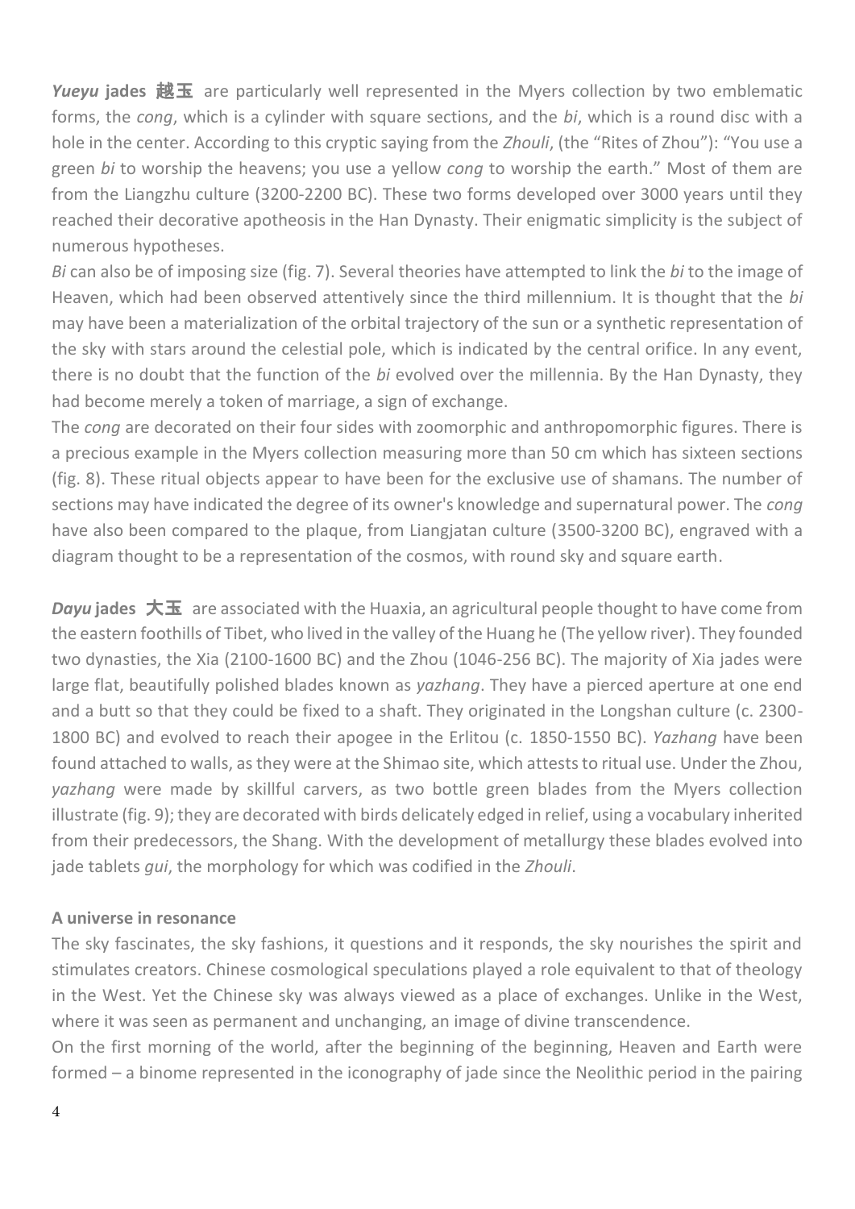***Yueyu* jades 越玉** are particularly well represented in the Myers collection by two emblematic forms, the *cong*, which is a cylinder with square sections, and the *bi*, which is a round disc with a hole in the center. According to this cryptic saying from the *Zhouli*, (the "Rites of Zhou"): "You use a green *bi* to worship the heavens; you use a yellow *cong* to worship the earth." Most of them are from the Liangzhu culture (3200-2200 BC). These two forms developed over 3000 years until they reached their decorative apotheosis in the Han Dynasty. Their enigmatic simplicity is the subject of numerous hypotheses.

*Bi* can also be of imposing size (fig. 7). Several theories have attempted to link the *bi* to the image of Heaven, which had been observed attentively since the third millennium. It is thought that the *bi* may have been a materialization of the orbital trajectory of the sun or a synthetic representation of the sky with stars around the celestial pole, which is indicated by the central orifice. In any event, there is no doubt that the function of the *bi* evolved over the millennia. By the Han Dynasty, they had become merely a token of marriage, a sign of exchange.

The *cong* are decorated on their four sides with zoomorphic and anthropomorphic figures. There is a precious example in the Myers collection measuring more than 50 cm which has sixteen sections (fig. 8). These ritual objects appear to have been for the exclusive use of shamans. The number of sections may have indicated the degree of its owner's knowledge and supernatural power. The *cong* have also been compared to the plaque, from Liangjatan culture (3500-3200 BC), engraved with a diagram thought to be a representation of the cosmos, with round sky and square earth.

***Dayu* jades 大玉** are associated with the Huaxia, an agricultural people thought to have come from the eastern foothills of Tibet, who lived in the valley of the Huang he (The yellow river). They founded two dynasties, the Xia (2100-1600 BC) and the Zhou (1046-256 BC). The majority of Xia jades were large flat, beautifully polished blades known as *yazhang*. They have a pierced aperture at one end and a butt so that they could be fixed to a shaft. They originated in the Longshan culture (c. 2300-1800 BC) and evolved to reach their apogee in the Erlitou (c. 1850-1550 BC). *Yazhang* have been found attached to walls, as they were at the Shimao site, which attests to ritual use. Under the Zhou, *yazhang* were made by skillful carvers, as two bottle green blades from the Myers collection illustrate (fig. 9); they are decorated with birds delicately edged in relief, using a vocabulary inherited from their predecessors, the Shang. With the development of metallurgy these blades evolved into jade tablets *gui*, the morphology for which was codified in the *Zhouli*.

**A universe in resonance**

The sky fascinates, the sky fashions, it questions and it responds, the sky nourishes the spirit and stimulates creators. Chinese cosmological speculations played a role equivalent to that of theology in the West. Yet the Chinese sky was always viewed as a place of exchanges. Unlike in the West, where it was seen as permanent and unchanging, an image of divine transcendence.

On the first morning of the world, after the beginning of the beginning, Heaven and Earth were formed – a binome represented in the iconography of jade since the Neolithic period in the pairing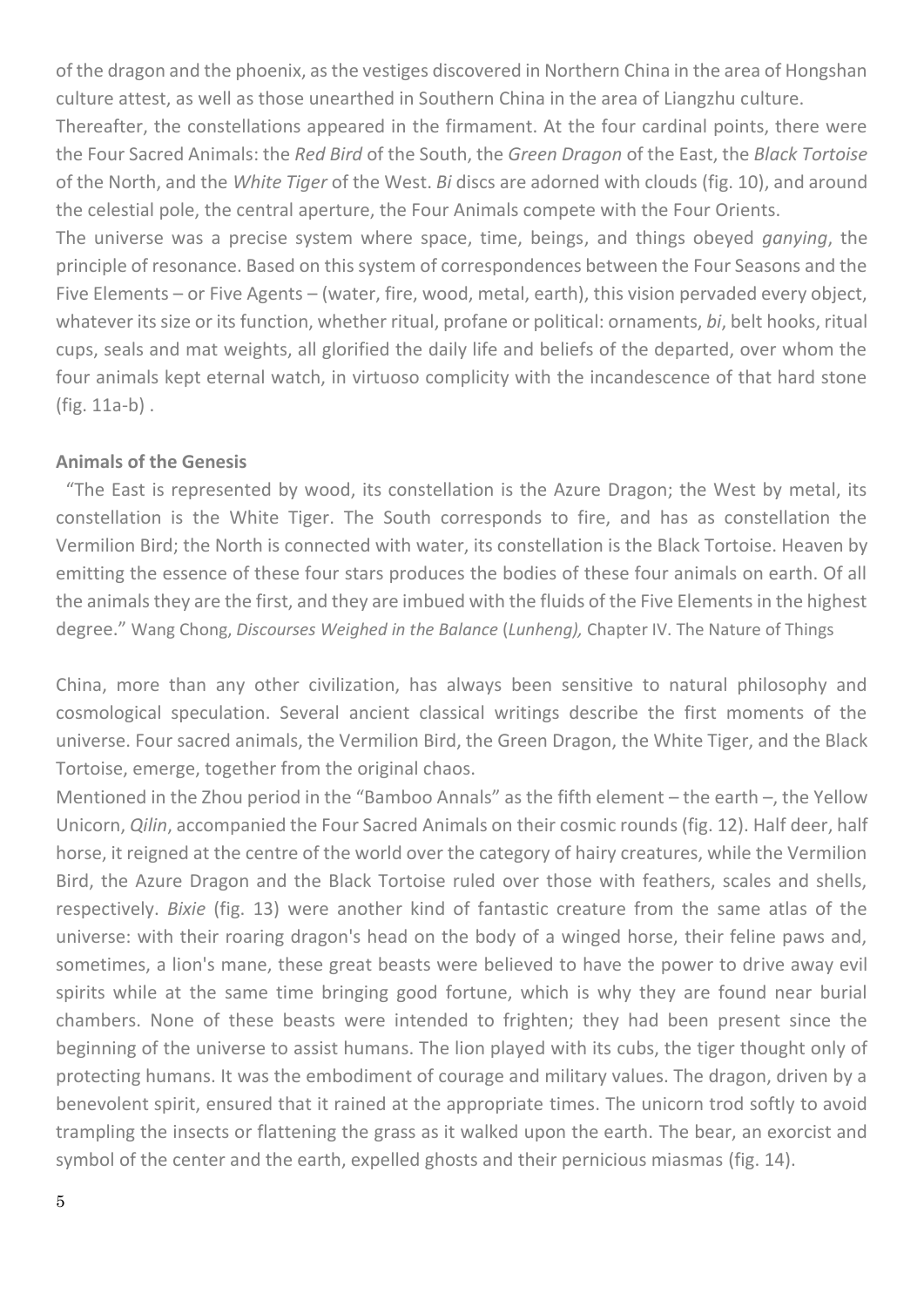of the dragon and the phoenix, as the vestiges discovered in Northern China in the area of Hongshan culture attest, as well as those unearthed in Southern China in the area of Liangzhu culture.

Thereafter, the constellations appeared in the firmament. At the four cardinal points, there were the Four Sacred Animals: the *Red Bird* of the South, the *Green Dragon* of the East, the *Black Tortoise* of the North, and the *White Tiger* of the West. *Bi* discs are adorned with clouds (fig. 10), and around the celestial pole, the central aperture, the Four Animals compete with the Four Orients.

The universe was a precise system where space, time, beings, and things obeyed *ganying*, the principle of resonance. Based on this system of correspondences between the Four Seasons and the Five Elements – or Five Agents – (water, fire, wood, metal, earth), this vision pervaded every object, whatever its size or its function, whether ritual, profane or political: ornaments, *bi*, belt hooks, ritual cups, seals and mat weights, all glorified the daily life and beliefs of the departed, over whom the four animals kept eternal watch, in virtuoso complicity with the incandescence of that hard stone (fig. 11a-b) .

**Animals of the Genesis**

"The East is represented by wood, its constellation is the Azure Dragon; the West by metal, its constellation is the White Tiger. The South corresponds to fire, and has as constellation the Vermilion Bird; the North is connected with water, its constellation is the Black Tortoise. Heaven by emitting the essence of these four stars produces the bodies of these four animals on earth. Of all the animals they are the first, and they are imbued with the fluids of the Five Elements in the highest degree." Wang Chong, *Discourses Weighed in the Balance* (*Lunheng),* Chapter IV. The Nature of Things

China, more than any other civilization, has always been sensitive to natural philosophy and cosmological speculation. Several ancient classical writings describe the first moments of the universe. Four sacred animals, the Vermilion Bird, the Green Dragon, the White Tiger, and the Black Tortoise, emerge, together from the original chaos.

Mentioned in the Zhou period in the "Bamboo Annals" as the fifth element – the earth –, the Yellow Unicorn, *Qilin*, accompanied the Four Sacred Animals on their cosmic rounds (fig. 12). Half deer, half horse, it reigned at the centre of the world over the category of hairy creatures, while the Vermilion Bird, the Azure Dragon and the Black Tortoise ruled over those with feathers, scales and shells, respectively. *Bixie* (fig. 13) were another kind of fantastic creature from the same atlas of the universe: with their roaring dragon's head on the body of a winged horse, their feline paws and, sometimes, a lion's mane, these great beasts were believed to have the power to drive away evil spirits while at the same time bringing good fortune, which is why they are found near burial chambers. None of these beasts were intended to frighten; they had been present since the beginning of the universe to assist humans. The lion played with its cubs, the tiger thought only of protecting humans. It was the embodiment of courage and military values. The dragon, driven by a benevolent spirit, ensured that it rained at the appropriate times. The unicorn trod softly to avoid trampling the insects or flattening the grass as it walked upon the earth. The bear, an exorcist and symbol of the center and the earth, expelled ghosts and their pernicious miasmas (fig. 14).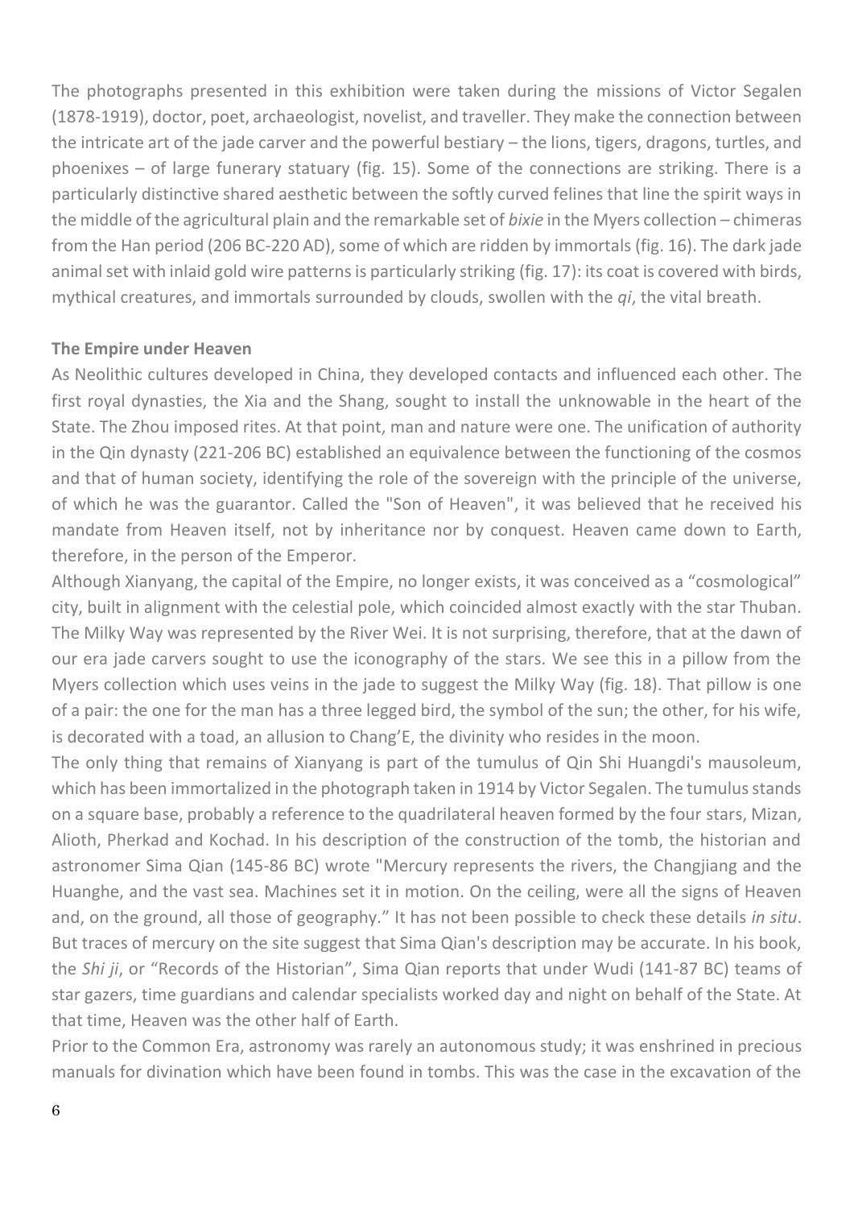The photographs presented in this exhibition were taken during the missions of Victor Segalen (1878-1919), doctor, poet, archaeologist, novelist, and traveller. They make the connection between the intricate art of the jade carver and the powerful bestiary – the lions, tigers, dragons, turtles, and phoenixes – of large funerary statuary (fig. 15). Some of the connections are striking. There is a particularly distinctive shared aesthetic between the softly curved felines that line the spirit ways in the middle of the agricultural plain and the remarkable set of *bixie* in the Myers collection – chimeras from the Han period (206 BC-220 AD), some of which are ridden by immortals (fig. 16). The dark jade animal set with inlaid gold wire patterns is particularly striking (fig. 17): its coat is covered with birds, mythical creatures, and immortals surrounded by clouds, swollen with the *qi*, the vital breath.

**The Empire under Heaven**

As Neolithic cultures developed in China, they developed contacts and influenced each other. The first royal dynasties, the Xia and the Shang, sought to install the unknowable in the heart of the State. The Zhou imposed rites. At that point, man and nature were one. The unification of authority in the Qin dynasty (221-206 BC) established an equivalence between the functioning of the cosmos and that of human society, identifying the role of the sovereign with the principle of the universe, of which he was the guarantor. Called the "Son of Heaven", it was believed that he received his mandate from Heaven itself, not by inheritance nor by conquest. Heaven came down to Earth, therefore, in the person of the Emperor.

Although Xianyang, the capital of the Empire, no longer exists, it was conceived as a "cosmological" city, built in alignment with the celestial pole, which coincided almost exactly with the star Thuban. The Milky Way was represented by the River Wei. It is not surprising, therefore, that at the dawn of our era jade carvers sought to use the iconography of the stars. We see this in a pillow from the Myers collection which uses veins in the jade to suggest the Milky Way (fig. 18). That pillow is one of a pair: the one for the man has a three legged bird, the symbol of the sun; the other, for his wife, is decorated with a toad, an allusion to Chang'E, the divinity who resides in the moon.

The only thing that remains of Xianyang is part of the tumulus of Qin Shi Huangdi's mausoleum, which has been immortalized in the photograph taken in 1914 by Victor Segalen. The tumulus stands on a square base, probably a reference to the quadrilateral heaven formed by the four stars, Mizan, Alioth, Pherkad and Kochad. In his description of the construction of the tomb, the historian and astronomer Sima Qian (145-86 BC) wrote "Mercury represents the rivers, the Changjiang and the Huanghe, and the vast sea. Machines set it in motion. On the ceiling, were all the signs of Heaven and, on the ground, all those of geography." It has not been possible to check these details *in situ*. But traces of mercury on the site suggest that Sima Qian's description may be accurate. In his book, the *Shi ji*, or "Records of the Historian", Sima Qian reports that under Wudi (141-87 BC) teams of star gazers, time guardians and calendar specialists worked day and night on behalf of the State. At that time, Heaven was the other half of Earth.

Prior to the Common Era, astronomy was rarely an autonomous study; it was enshrined in precious manuals for divination which have been found in tombs. This was the case in the excavation of the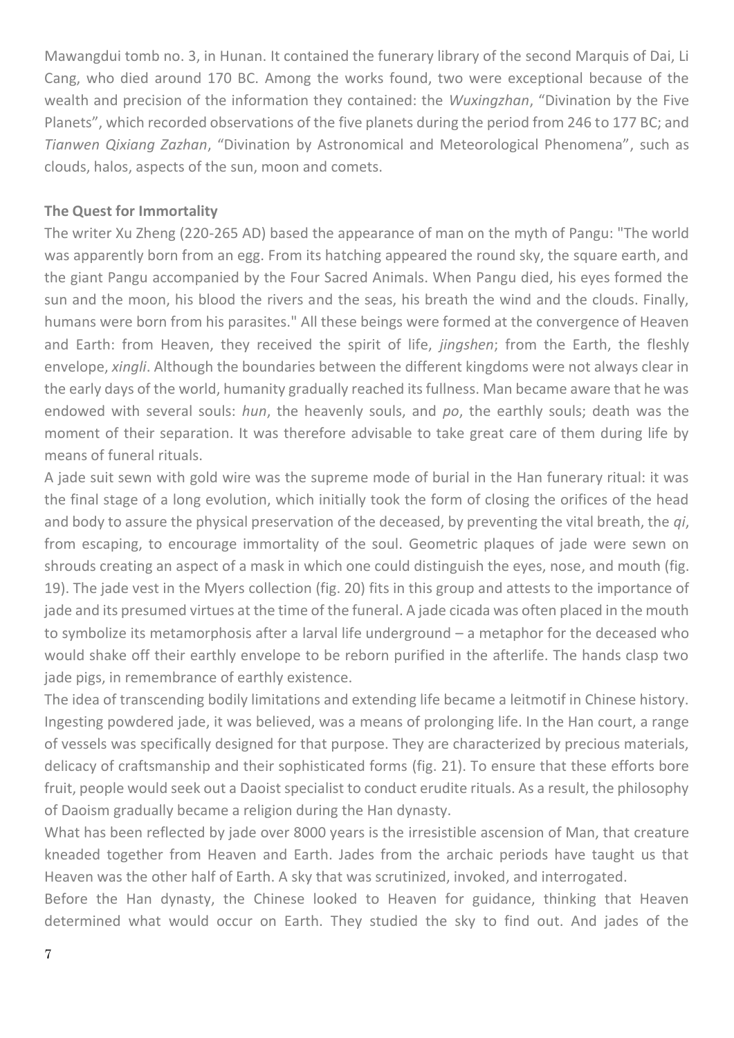Mawangdui tomb no. 3, in Hunan. It contained the funerary library of the second Marquis of Dai, Li Cang, who died around 170 BC. Among the works found, two were exceptional because of the wealth and precision of the information they contained: the *Wuxingzhan*, "Divination by the Five Planets", which recorded observations of the five planets during the period from 246 to 177 BC; and *Tianwen Qixiang Zazhan*, "Divination by Astronomical and Meteorological Phenomena", such as clouds, halos, aspects of the sun, moon and comets.

**The Quest for Immortality**

The writer Xu Zheng (220-265 AD) based the appearance of man on the myth of Pangu: "The world was apparently born from an egg. From its hatching appeared the round sky, the square earth, and the giant Pangu accompanied by the Four Sacred Animals. When Pangu died, his eyes formed the sun and the moon, his blood the rivers and the seas, his breath the wind and the clouds. Finally, humans were born from his parasites." All these beings were formed at the convergence of Heaven and Earth: from Heaven, they received the spirit of life, *jingshen*; from the Earth, the fleshly envelope, *xingli*. Although the boundaries between the different kingdoms were not always clear in the early days of the world, humanity gradually reached its fullness. Man became aware that he was endowed with several souls: *hun*, the heavenly souls, and *po*, the earthly souls; death was the moment of their separation. It was therefore advisable to take great care of them during life by means of funeral rituals.

A jade suit sewn with gold wire was the supreme mode of burial in the Han funerary ritual: it was the final stage of a long evolution, which initially took the form of closing the orifices of the head and body to assure the physical preservation of the deceased, by preventing the vital breath, the *qi*, from escaping, to encourage immortality of the soul. Geometric plaques of jade were sewn on shrouds creating an aspect of a mask in which one could distinguish the eyes, nose, and mouth (fig. 19). The jade vest in the Myers collection (fig. 20) fits in this group and attests to the importance of jade and its presumed virtues at the time of the funeral. A jade cicada was often placed in the mouth to symbolize its metamorphosis after a larval life underground – a metaphor for the deceased who would shake off their earthly envelope to be reborn purified in the afterlife. The hands clasp two jade pigs, in remembrance of earthly existence.

The idea of transcending bodily limitations and extending life became a leitmotif in Chinese history. Ingesting powdered jade, it was believed, was a means of prolonging life. In the Han court, a range of vessels was specifically designed for that purpose. They are characterized by precious materials, delicacy of craftsmanship and their sophisticated forms (fig. 21). To ensure that these efforts bore fruit, people would seek out a Daoist specialist to conduct erudite rituals. As a result, the philosophy of Daoism gradually became a religion during the Han dynasty.

What has been reflected by jade over 8000 years is the irresistible ascension of Man, that creature kneaded together from Heaven and Earth. Jades from the archaic periods have taught us that Heaven was the other half of Earth. A sky that was scrutinized, invoked, and interrogated.

Before the Han dynasty, the Chinese looked to Heaven for guidance, thinking that Heaven determined what would occur on Earth. They studied the sky to find out. And jades of the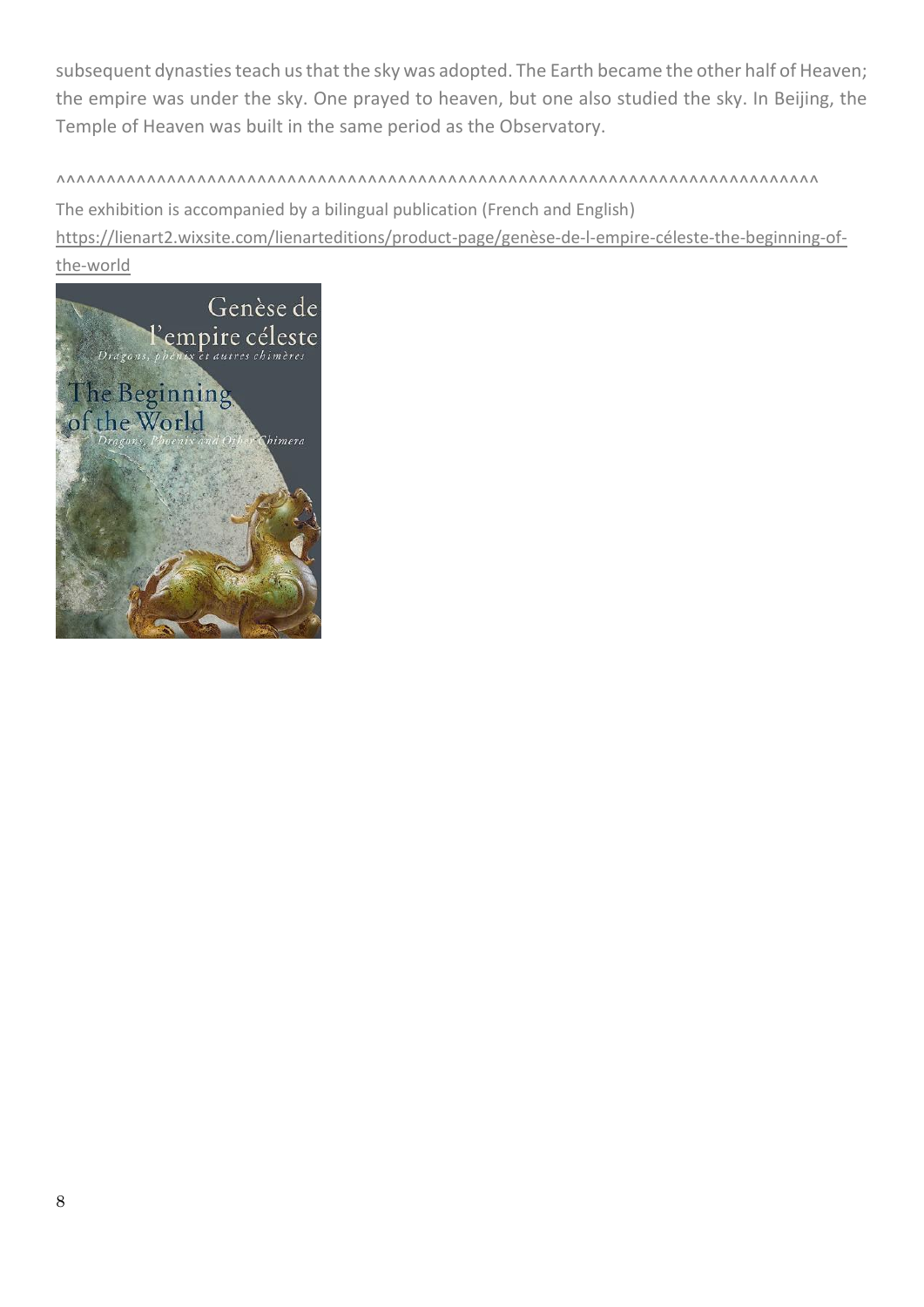subsequent dynasties teach us that the sky was adopted. The Earth became the other half of Heaven; the empire was under the sky. One prayed to heaven, but one also studied the sky. In Beijing, the Temple of Heaven was built in the same period as the Observatory.

^^^^^^^^^^^^^^^^^^^^^^^^^^^^^^^^^^^^^^^^^^^^^^^^^^^^^^^^^^^^^^^^^^^^^^^^^^^

The exhibition is accompanied by a bilingual publication (French and English)

https://lienart2.wixsite.com/lienarteditions/product-page/genèse-de-l-empire-céleste-the-beginning-of-the-world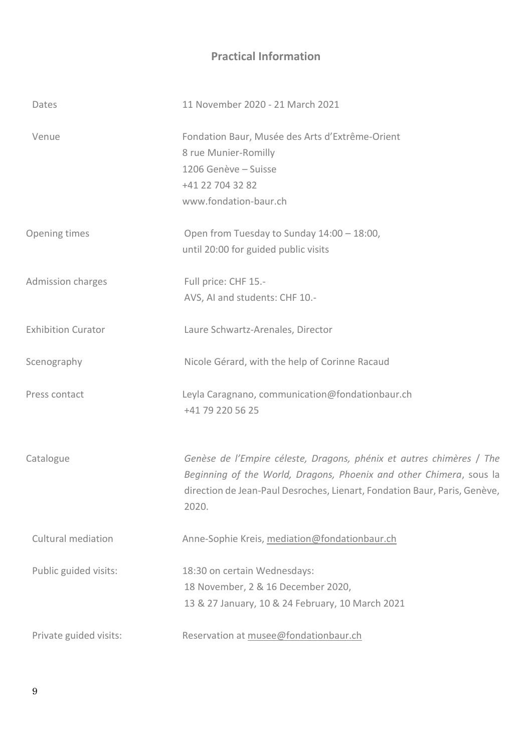## Practical Information

| | |
|---|---|
| Dates | 11 November 2020 - 21 March 2021 |
| Venue | Fondation Baur, Musée des Arts d'Extrême-Orient<br>8 rue Munier-Romilly<br>1206 Genève – Suisse<br>+41 22 704 32 82<br>www.fondation-baur.ch |
| Opening times | Open from Tuesday to Sunday 14:00 – 18:00,<br>until 20:00 for guided public visits |
| Admission charges | Full price: CHF 15.-<br>AVS, AI and students: CHF 10.- |
| Exhibition Curator | Laure Schwartz-Arenales, Director |
| Scenography | Nicole Gérard, with the help of Corinne Racaud |
| Press contact | Leyla Caragnano, communication@fondationbaur.ch<br>+41 79 220 56 25 |
| Catalogue | *Genèse de l'Empire céleste, Dragons, phénix et autres chimères / The Beginning of the World, Dragons, Phoenix and other Chimera*, sous la direction de Jean-Paul Desroches, Lienart, Fondation Baur, Paris, Genève, 2020. |
| Cultural mediation | Anne-Sophie Kreis, mediation@fondationbaur.ch |
| Public guided visits: | 18:30 on certain Wednesdays:<br>18 November, 2 & 16 December 2020,<br>13 & 27 January, 10 & 24 February, 10 March 2021 |
| Private guided visits: | Reservation at musee@fondationbaur.ch |